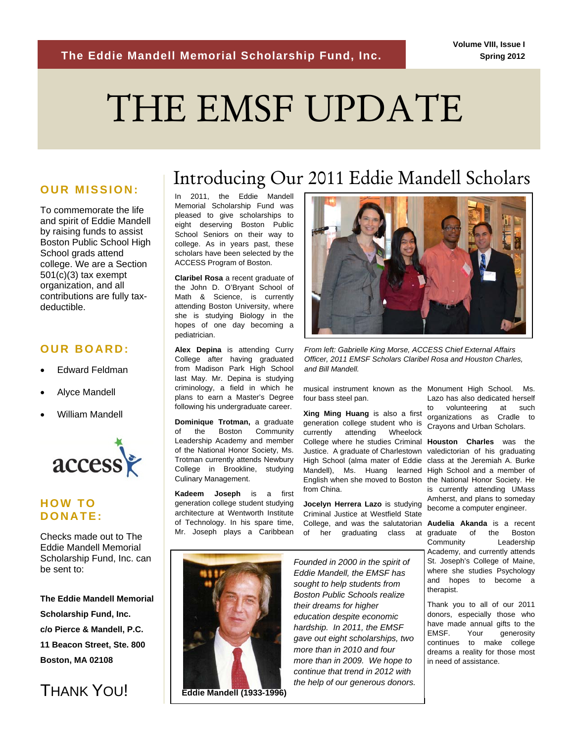The Eddie Mandell Memorial Scholarship Fund, Inc.

Volume VIII, Issue I
Spring 2012

# THE EMSF UPDATE

## OUR MISSION:

To commemorate the life and spirit of Eddie Mandell by raising funds to assist Boston Public School High School grads attend college. We are a Section 501(c)(3) tax exempt organization, and all contributions are fully tax-deductible.

## OUR BOARD:

- Edward Feldman
- Alyce Mandell
- William Mandell

access

## HOW TO DONATE:

Checks made out to The Eddie Mandell Memorial Scholarship Fund, Inc. can be sent to:

**The Eddie Mandell Memorial Scholarship Fund, Inc.**
**c/o Pierce & Mandell, P.C.**
**11 Beacon Street, Ste. 800**
**Boston, MA 02108**

THANK YOU!

# Introducing Our 2011 Eddie Mandell Scholars

In 2011, the Eddie Mandell Memorial Scholarship Fund was pleased to give scholarships to eight deserving Boston Public School Seniors on their way to college. As in years past, these scholars have been selected by the ACCESS Program of Boston.

*From left: Gabrielle King Morse, ACCESS Chief External Affairs Officer, 2011 EMSF Scholars Claribel Rosa and Houston Charles, and Bill Mandell.*

**Claribel Rosa** a recent graduate of the John D. O'Bryant School of Math & Science, is currently attending Boston University, where she is studying Biology in the hopes of one day becoming a pediatrician.

**Alex Depina** is attending Curry College after having graduated from Madison Park High School last May. Mr. Depina is studying criminology, a field in which he plans to earn a Master's Degree following his undergraduate career.

**Dominique Trotman,** a graduate of the Boston Community Leadership Academy and member of the National Honor Society, Ms. Trotman currently attends Newbury College in Brookline, studying Culinary Management.

**Kadeem Joseph** is a first generation college student studying architecture at Wentworth Institute of Technology. In his spare time, Mr. Joseph plays a Caribbean musical instrument known as the four bass steel pan.

**Xing Ming Huang** is also a first generation college student who is currently attending Wheelock College where he studies Criminal Justice. A graduate of Charlestown High School (alma mater of Eddie Mandell), Ms. Huang learned English when she moved to Boston from China.

**Jocelyn Herrera Lazo** is studying Criminal Justice at Westfield State College, and was the salutatorian of her graduating class at Monument High School. Ms. Lazo has also dedicated herself to volunteering at such organizations as Cradle to Crayons and Urban Scholars.

**Houston Charles** was the valedictorian of his graduating class at the Jeremiah A. Burke High School and a member of the National Honor Society. He is currently attending UMass Amherst, and plans to someday become a computer engineer.

**Audelia Akanda** is a recent graduate of the Boston Community Leadership Academy, and currently attends St. Joseph's College of Maine, where she studies Psychology and hopes to become a therapist.

Thank you to all of our 2011 donors, especially those who have made annual gifts to the EMSF. Your generosity continues to make college dreams a reality for those most in need of assistance.

*Founded in 2000 in the spirit of Eddie Mandell, the EMSF has sought to help students from Boston Public Schools realize their dreams for higher education despite economic hardship. In 2011, the EMSF gave out eight scholarships, two more than in 2010 and four more than in 2009. We hope to continue that trend in 2012 with the help of our generous donors.*

**Eddie Mandell (1933-1996)**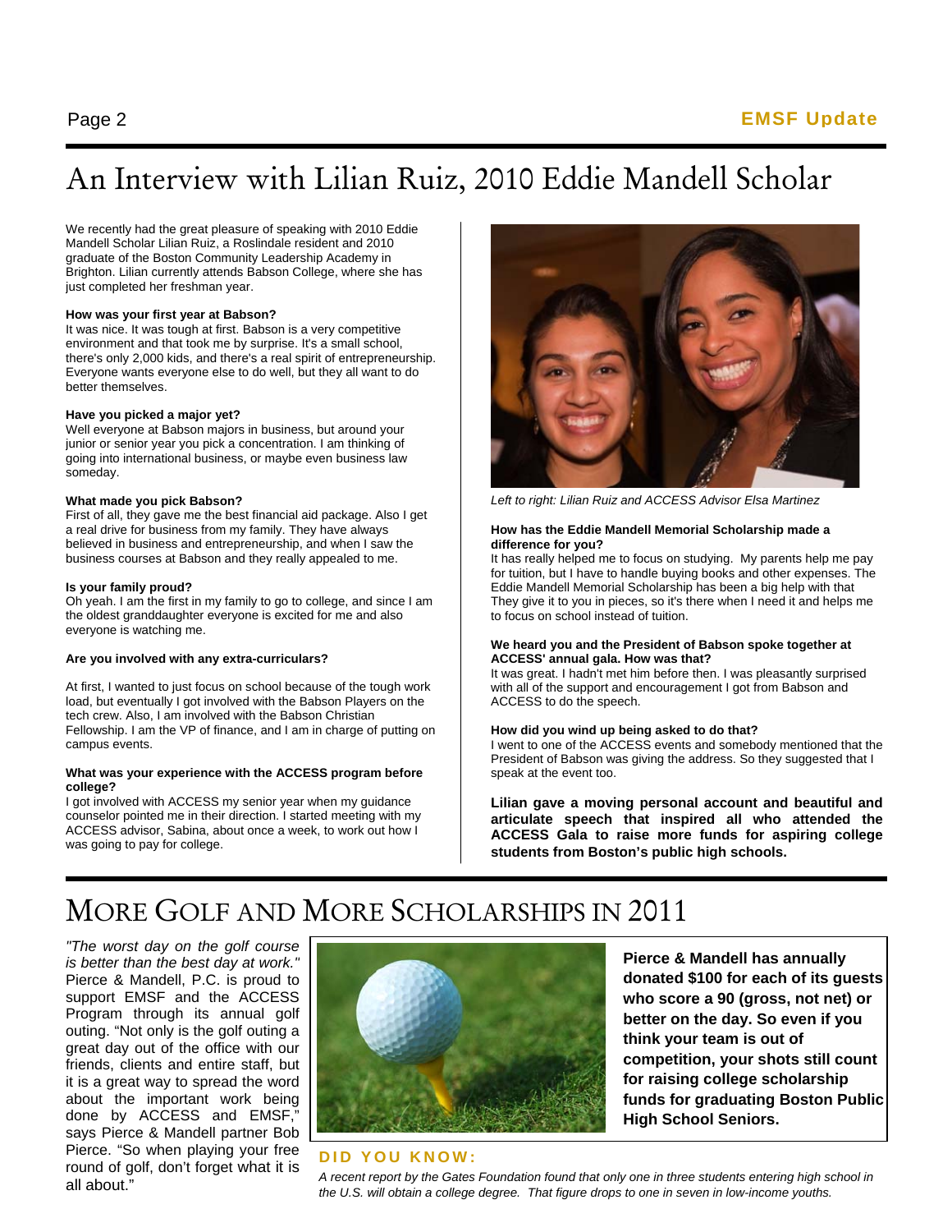# An Interview with Lilian Ruiz, 2010 Eddie Mandell Scholar

We recently had the great pleasure of speaking with 2010 Eddie Mandell Scholar Lilian Ruiz, a Roslindale resident and 2010 graduate of the Boston Community Leadership Academy in Brighton. Lilian currently attends Babson College, where she has just completed her freshman year.

**How was your first year at Babson?**
It was nice. It was tough at first. Babson is a very competitive environment and that took me by surprise. It's a small school, there's only 2,000 kids, and there's a real spirit of entrepreneurship. Everyone wants everyone else to do well, but they all want to do better themselves.

**Have you picked a major yet?**
Well everyone at Babson majors in business, but around your junior or senior year you pick a concentration. I am thinking of going into international business, or maybe even business law someday.

**What made you pick Babson?**
First of all, they gave me the best financial aid package. Also I get a real drive for business from my family. They have always believed in business and entrepreneurship, and when I saw the business courses at Babson and they really appealed to me.

**Is your family proud?**
Oh yeah. I am the first in my family to go to college, and since I am the oldest granddaughter everyone is excited for me and also everyone is watching me.

**Are you involved with any extra-curriculars?**

At first, I wanted to just focus on school because of the tough work load, but eventually I got involved with the Babson Players on the tech crew. Also, I am involved with the Babson Christian Fellowship. I am the VP of finance, and I am in charge of putting on campus events.

**What was your experience with the ACCESS program before college?**
I got involved with ACCESS my senior year when my guidance counselor pointed me in their direction. I started meeting with my ACCESS advisor, Sabina, about once a week, to work out how I was going to pay for college.

*Left to right: Lilian Ruiz and ACCESS Advisor Elsa Martinez*

**How has the Eddie Mandell Memorial Scholarship made a difference for you?**
It has really helped me to focus on studying. My parents help me pay for tuition, but I have to handle buying books and other expenses. The Eddie Mandell Memorial Scholarship has been a big help with that They give it to you in pieces, so it's there when I need it and helps me to focus on school instead of tuition.

**We heard you and the President of Babson spoke together at ACCESS' annual gala. How was that?**
It was great. I hadn't met him before then. I was pleasantly surprised with all of the support and encouragement I got from Babson and ACCESS to do the speech.

**How did you wind up being asked to do that?**
I went to one of the ACCESS events and somebody mentioned that the President of Babson was giving the address. So they suggested that I speak at the event too.

**Lilian gave a moving personal account and beautiful and articulate speech that inspired all who attended the ACCESS Gala to raise more funds for aspiring college students from Boston's public high schools.**

# More Golf and More Scholarships in 2011

*"The worst day on the golf course is better than the best day at work."* Pierce & Mandell, P.C. is proud to support EMSF and the ACCESS Program through its annual golf outing. "Not only is the golf outing a great day out of the office with our friends, clients and entire staff, but it is a great way to spread the word about the important work being done by ACCESS and EMSF," says Pierce & Mandell partner Bob Pierce. "So when playing your free round of golf, don't forget what it is all about."

**Pierce & Mandell has annually donated $100 for each of its guests who score a 90 (gross, not net) or better on the day. So even if you think your team is out of competition, your shots still count for raising college scholarship funds for graduating Boston Public High School Seniors.**

**DID YOU KNOW:**

*A recent report by the Gates Foundation found that only one in three students entering high school in the U.S. will obtain a college degree. That figure drops to one in seven in low-income youths.*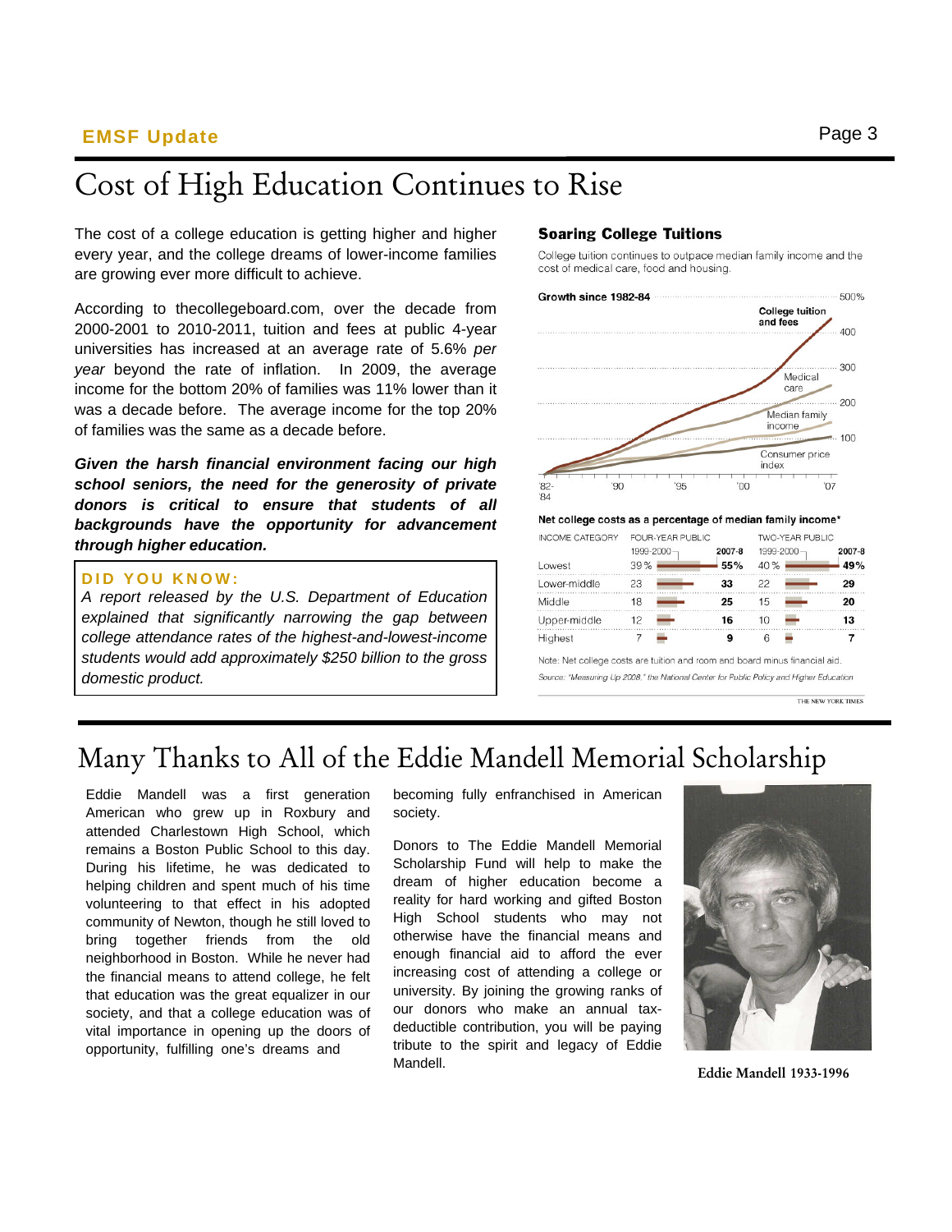# Cost of High Education Continues to Rise

The cost of a college education is getting higher and higher every year, and the college dreams of lower-income families are growing ever more difficult to achieve.

According to thecollegeboard.com, over the decade from 2000-2001 to 2010-2011, tuition and fees at public 4-year universities has increased at an average rate of 5.6% *per year* beyond the rate of inflation. In 2009, the average income for the bottom 20% of families was 11% lower than it was a decade before. The average income for the top 20% of families was the same as a decade before.

***Given the harsh financial environment facing our high school seniors, the need for the generosity of private donors is critical to ensure that students of all backgrounds have the opportunity for advancement through higher education.***

> **DID YOU KNOW:**
> *A report released by the U.S. Department of Education explained that significantly narrowing the gap between college attendance rates of the highest-and-lowest-income students would add approximately $250 billion to the gross domestic product.*

**Soaring College Tuitions**

College tuition continues to outpace median family income and the cost of medical care, food and housing.

Growth since 1982-84

500%
400
300
200
100

College tuition and fees
Medical care
Median family income
Consumer price index

'82-'84
'90
'95
'00
'07

**Net college costs as a percentage of median family income***

| INCOME CATEGORY | FOUR-YEAR PUBLIC 1999-2000 | FOUR-YEAR PUBLIC 2007-8 | TWO-YEAR PUBLIC 1999-2000 | TWO-YEAR PUBLIC 2007-8 |
|---|---|---|---|---|
| Lowest | 39 % | **55%** | 40 % | **49%** |
| Lower-middle | 23 | **33** | 22 | **29** |
| Middle | 18 | **25** | 15 | **20** |
| Upper-middle | 12 | **16** | 10 | **13** |
| Highest | 7 | **9** | 6 | **7** |

Note: Net college costs are tuition and room and board minus financial aid.

*Source: "Measuring Up 2008," the National Center for Public Policy and Higher Education*

THE NEW YORK TIMES

# Many Thanks to All of the Eddie Mandell Memorial Scholarship

Eddie Mandell was a first generation American who grew up in Roxbury and attended Charlestown High School, which remains a Boston Public School to this day. During his lifetime, he was dedicated to helping children and spent much of his time volunteering to that effect in his adopted community of Newton, though he still loved to bring together friends from the old neighborhood in Boston. While he never had the financial means to attend college, he felt that education was the great equalizer in our society, and that a college education was of vital importance in opening up the doors of opportunity, fulfilling one's dreams and becoming fully enfranchised in American society.

Donors to The Eddie Mandell Memorial Scholarship Fund will help to make the dream of higher education become a reality for hard working and gifted Boston High School students who may not otherwise have the financial means and enough financial aid to afford the ever increasing cost of attending a college or university. By joining the growing ranks of our donors who make an annual tax-deductible contribution, you will be paying tribute to the spirit and legacy of Eddie Mandell.

Eddie Mandell 1933-1996